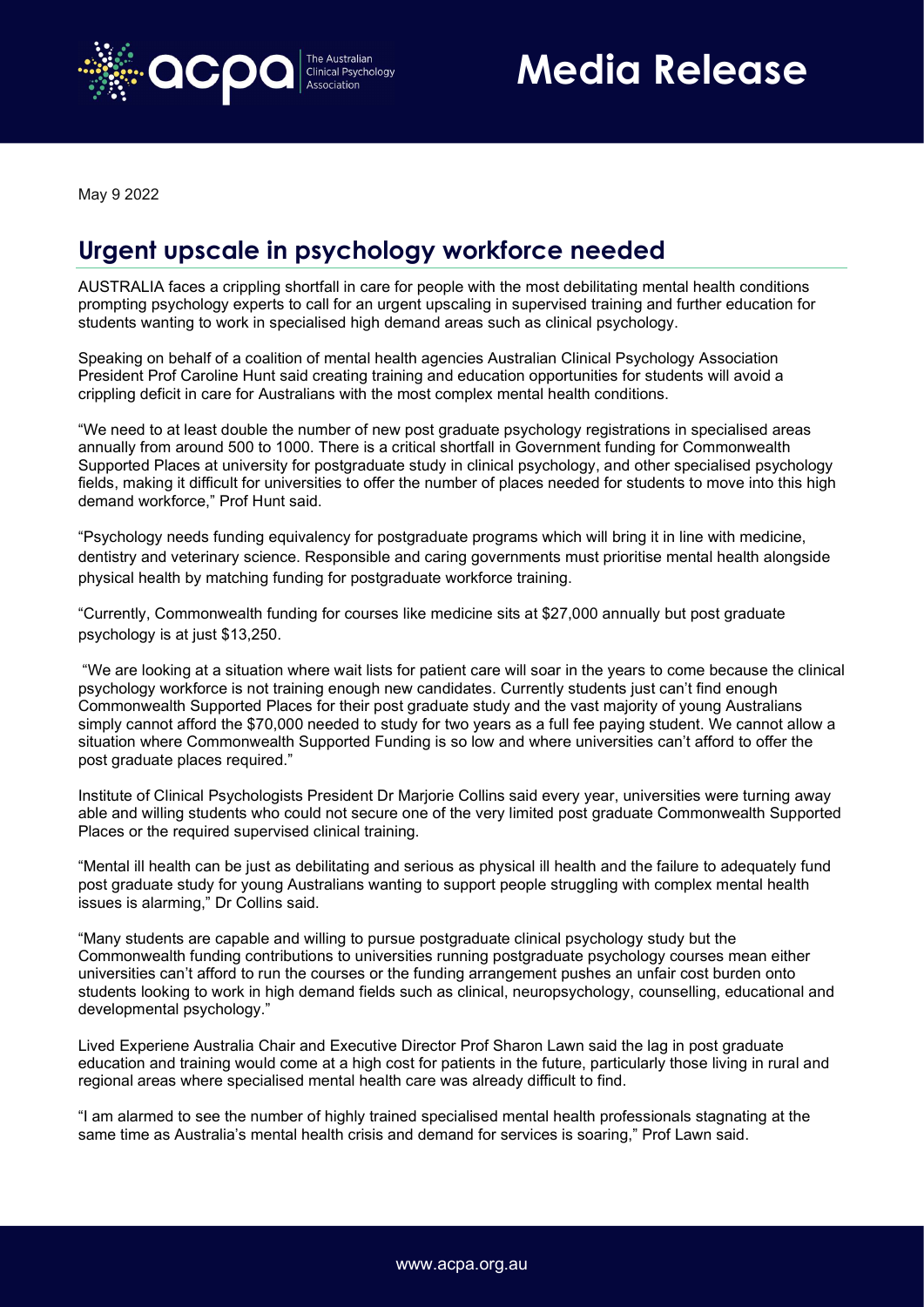Media Release

May 9 2022

## Urgent upscale in psychology workforce needed

AUSTRALIA faces a crippling shortfall in care for people with the most debilitating mental health conditions prompting psychology experts to call for an urgent upscaling in supervised training and further education for students wanting to work in specialised high demand areas such as clinical psychology.

Speaking on behalf of a coalition of mental health agencies Australian Clinical Psychology Association President Prof Caroline Hunt said creating training and education opportunities for students will avoid a crippling deficit in care for Australians with the most complex mental health conditions.

"We need to at least double the number of new post graduate psychology registrations in specialised areas annually from around 500 to 1000. There is a critical shortfall in Government funding for Commonwealth Supported Places at university for postgraduate study in clinical psychology, and other specialised psychology fields, making it difficult for universities to offer the number of places needed for students to move into this high demand workforce," Prof Hunt said.

"Psychology needs funding equivalency for postgraduate programs which will bring it in line with medicine, dentistry and veterinary science. Responsible and caring governments must prioritise mental health alongside physical health by matching funding for postgraduate workforce training.

"Currently, Commonwealth funding for courses like medicine sits at $27,000 annually but post graduate psychology is at just $13,250.

"We are looking at a situation where wait lists for patient care will soar in the years to come because the clinical psychology workforce is not training enough new candidates. Currently students just can't find enough Commonwealth Supported Places for their post graduate study and the vast majority of young Australians simply cannot afford the $70,000 needed to study for two years as a full fee paying student. We cannot allow a situation where Commonwealth Supported Funding is so low and where universities can't afford to offer the post graduate places required."

Institute of Clinical Psychologists President Dr Marjorie Collins said every year, universities were turning away able and willing students who could not secure one of the very limited post graduate Commonwealth Supported Places or the required supervised clinical training.

"Mental ill health can be just as debilitating and serious as physical ill health and the failure to adequately fund post graduate study for young Australians wanting to support people struggling with complex mental health issues is alarming," Dr Collins said.

"Many students are capable and willing to pursue postgraduate clinical psychology study but the Commonwealth funding contributions to universities running postgraduate psychology courses mean either universities can't afford to run the courses or the funding arrangement pushes an unfair cost burden onto students looking to work in high demand fields such as clinical, neuropsychology, counselling, educational and developmental psychology."

Lived Experiene Australia Chair and Executive Director Prof Sharon Lawn said the lag in post graduate education and training would come at a high cost for patients in the future, particularly those living in rural and regional areas where specialised mental health care was already difficult to find.

"I am alarmed to see the number of highly trained specialised mental health professionals stagnating at the same time as Australia's mental health crisis and demand for services is soaring," Prof Lawn said.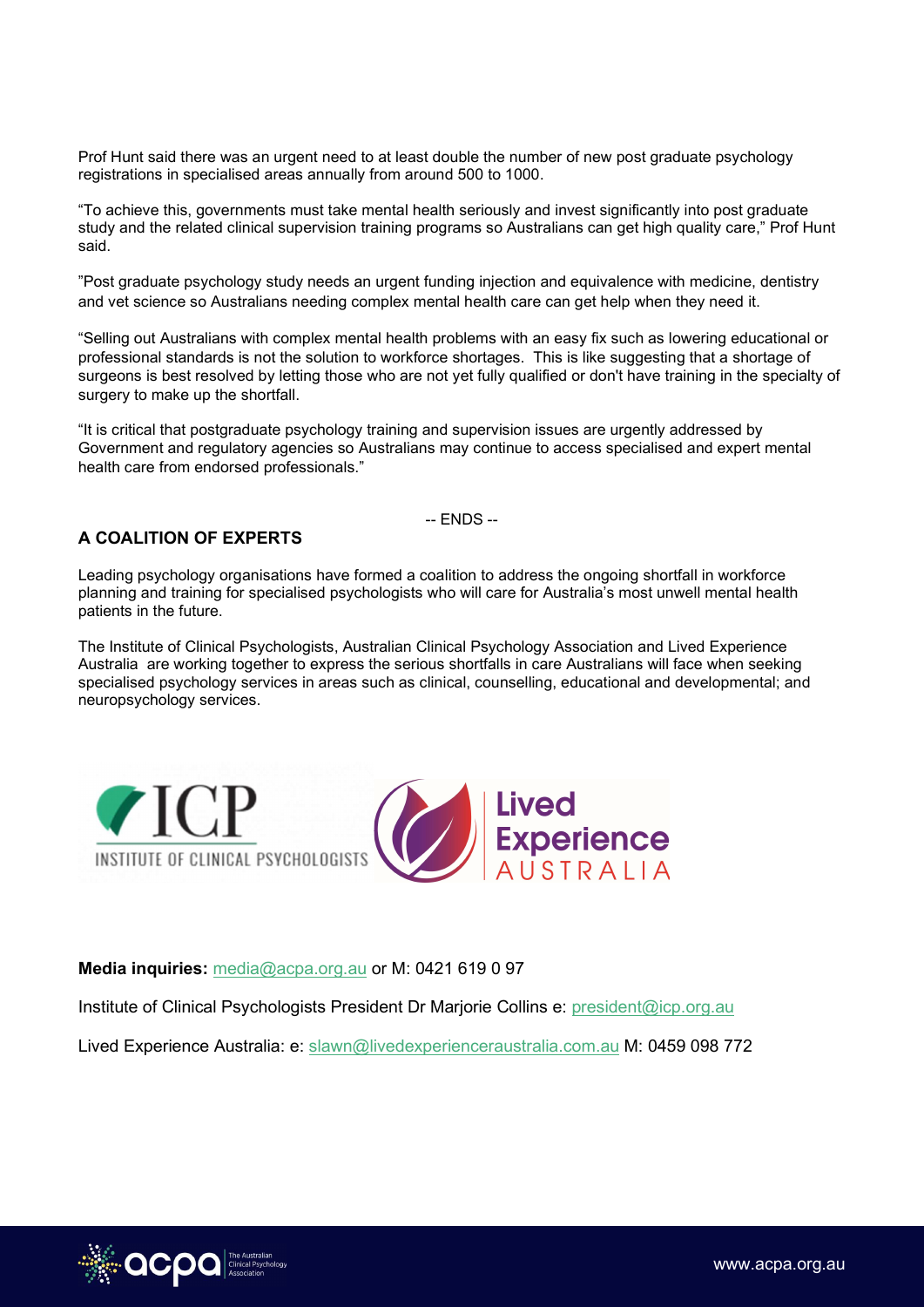Prof Hunt said there was an urgent need to at least double the number of new post graduate psychology registrations in specialised areas annually from around 500 to 1000.

"To achieve this, governments must take mental health seriously and invest significantly into post graduate study and the related clinical supervision training programs so Australians can get high quality care," Prof Hunt said.

"Post graduate psychology study needs an urgent funding injection and equivalence with medicine, dentistry and vet science so Australians needing complex mental health care can get help when they need it.

"Selling out Australians with complex mental health problems with an easy fix such as lowering educational or professional standards is not the solution to workforce shortages. This is like suggesting that a shortage of surgeons is best resolved by letting those who are not yet fully qualified or don't have training in the specialty of surgery to make up the shortfall.

"It is critical that postgraduate psychology training and supervision issues are urgently addressed by Government and regulatory agencies so Australians may continue to access specialised and expert mental health care from endorsed professionals."

-- ENDS --

**A COALITION OF EXPERTS**

Leading psychology organisations have formed a coalition to address the ongoing shortfall in workforce planning and training for specialised psychologists who will care for Australia's most unwell mental health patients in the future.

The Institute of Clinical Psychologists, Australian Clinical Psychology Association and Lived Experience Australia are working together to express the serious shortfalls in care Australians will face when seeking specialised psychology services in areas such as clinical, counselling, educational and developmental; and neuropsychology services.

**Media inquiries:** media@acpa.org.au or M: 0421 619 0 97

Institute of Clinical Psychologists President Dr Marjorie Collins e: president@icp.org.au

Lived Experience Australia: e: slawn@livedexperienceaustralia.com.au M: 0459 098 772